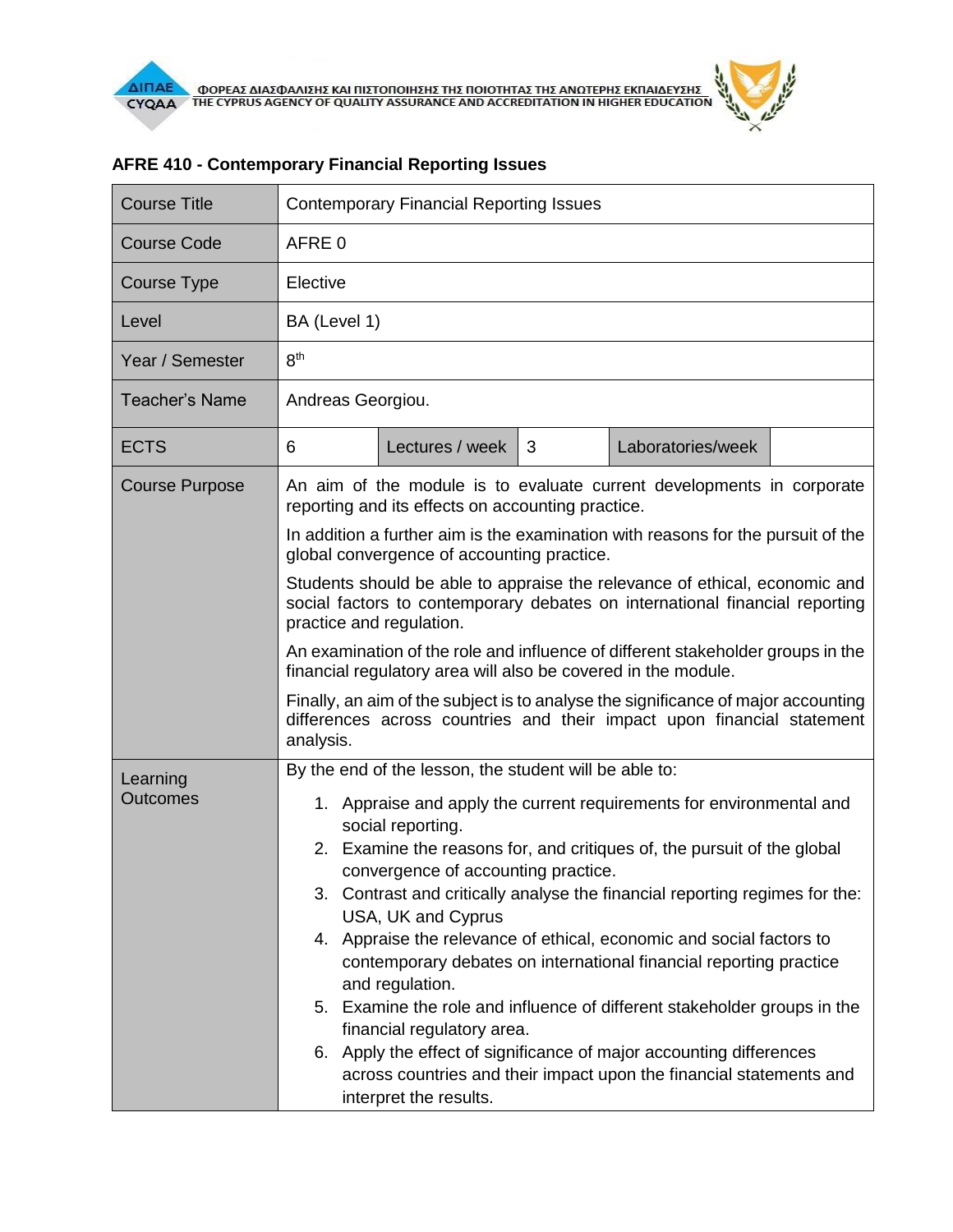ΦΟΡΕΑΣ ΔΙΑΣΦΑΛΙΣΗΣ ΚΑΙ ΠΙΣΤΟΠΟΙΗΣΗΣ ΤΗΣ ΠΟΙΟΤΗΤΑΣ ΤΗΣ ΑΝΩΤΕΡΗΣ ΕΚΠΑΙΔΕΥΣΗΣ
THE CYPRUS AGENCY OF QUALITY ASSURANCE AND ACCREDITATION IN HIGHER EDUCATION

**AFRE 410 - Contemporary Financial Reporting Issues**

| Course Title | Contemporary Financial Reporting Issues | | | | |
|---|---|---|---|---|---|
| Course Code | AFRE 0 | | | | |
| Course Type | Elective | | | | |
| Level | BA (Level 1) | | | | |
| Year / Semester | 8th | | | | |
| Teacher's Name | Andreas Georgiou. | | | | |
| ECTS | 6 | Lectures / week | 3 | Laboratories/week | |
| Course Purpose | An aim of the module is to evaluate current developments in corporate reporting and its effects on accounting practice.<br><br>In addition a further aim is the examination with reasons for the pursuit of the global convergence of accounting practice.<br><br>Students should be able to appraise the relevance of ethical, economic and social factors to contemporary debates on international financial reporting practice and regulation.<br><br>An examination of the role and influence of different stakeholder groups in the financial regulatory area will also be covered in the module.<br><br>Finally, an aim of the subject is to analyse the significance of major accounting differences across countries and their impact upon financial statement analysis. | | | | |
| Learning Outcomes | By the end of the lesson, the student will be able to:<br><br>1. Appraise and apply the current requirements for environmental and social reporting.<br>2. Examine the reasons for, and critiques of, the pursuit of the global convergence of accounting practice.<br>3. Contrast and critically analyse the financial reporting regimes for the: USA, UK and Cyprus<br>4. Appraise the relevance of ethical, economic and social factors to contemporary debates on international financial reporting practice and regulation.<br>5. Examine the role and influence of different stakeholder groups in the financial regulatory area.<br>6. Apply the effect of significance of major accounting differences across countries and their impact upon the financial statements and interpret the results. | | | | |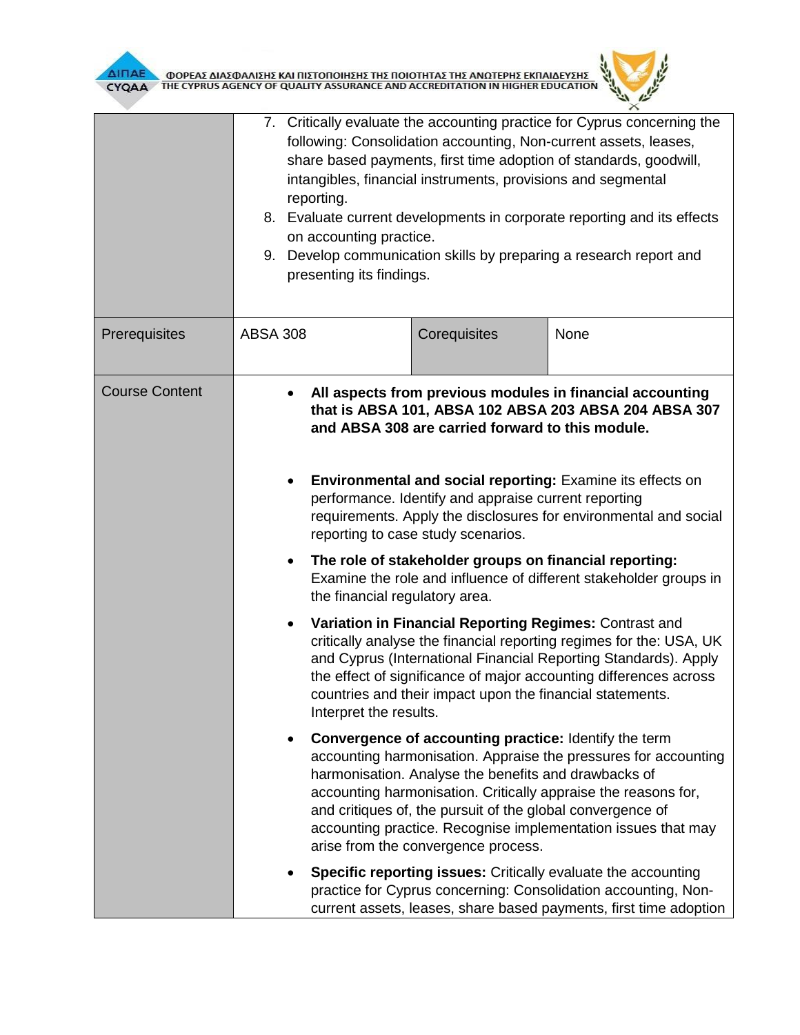| | | | |
|---|---|---|---|
| | 7. Critically evaluate the accounting practice for Cyprus concerning the following: Consolidation accounting, Non-current assets, leases, share based payments, first time adoption of standards, goodwill, intangibles, financial instruments, provisions and segmental reporting.<br>8. Evaluate current developments in corporate reporting and its effects on accounting practice.<br>9. Develop communication skills by preparing a research report and presenting its findings. | | |
| Prerequisites | ABSA 308 | Corequisites | None |
| Course Content | • **All aspects from previous modules in financial accounting that is ABSA 101, ABSA 102 ABSA 203 ABSA 204 ABSA 307 and ABSA 308 are carried forward to this module.**<br><br>• **Environmental and social reporting:** Examine its effects on performance. Identify and appraise current reporting requirements. Apply the disclosures for environmental and social reporting to case study scenarios.<br><br>• **The role of stakeholder groups on financial reporting:** Examine the role and influence of different stakeholder groups in the financial regulatory area.<br><br>• **Variation in Financial Reporting Regimes:** Contrast and critically analyse the financial reporting regimes for the: USA, UK and Cyprus (International Financial Reporting Standards). Apply the effect of significance of major accounting differences across countries and their impact upon the financial statements. Interpret the results.<br><br>• **Convergence of accounting practice:** Identify the term accounting harmonisation. Appraise the pressures for accounting harmonisation. Analyse the benefits and drawbacks of accounting harmonisation. Critically appraise the reasons for, and critiques of, the pursuit of the global convergence of accounting practice. Recognise implementation issues that may arise from the convergence process.<br><br>• **Specific reporting issues:** Critically evaluate the accounting practice for Cyprus concerning: Consolidation accounting, Non-current assets, leases, share based payments, first time adoption | | |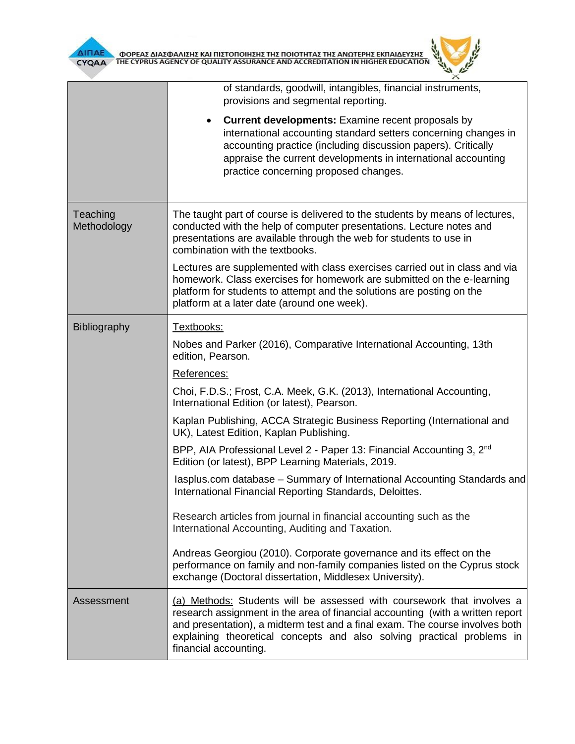| | |
|---|---|
| | of standards, goodwill, intangibles, financial instruments, provisions and segmental reporting.<br><br>• **Current developments:** Examine recent proposals by international accounting standard setters concerning changes in accounting practice (including discussion papers). Critically appraise the current developments in international accounting practice concerning proposed changes. |
| Teaching Methodology | The taught part of course is delivered to the students by means of lectures, conducted with the help of computer presentations. Lecture notes and presentations are available through the web for students to use in combination with the textbooks.<br><br>Lectures are supplemented with class exercises carried out in class and via homework. Class exercises for homework are submitted on the e-learning platform for students to attempt and the solutions are posting on the platform at a later date (around one week). |
| Bibliography | Textbooks:<br><br>Nobes and Parker (2016), Comparative International Accounting, 13th edition, Pearson.<br><br>References:<br><br>Choi, F.D.S.; Frost, C.A. Meek, G.K. (2013), International Accounting, International Edition (or latest), Pearson.<br><br>Kaplan Publishing, ACCA Strategic Business Reporting (International and UK), Latest Edition, Kaplan Publishing.<br><br>BPP, AIA Professional Level 2 - Paper 13: Financial Accounting 3, 2nd Edition (or latest), BPP Learning Materials, 2019.<br><br>Iasplus.com database – Summary of International Accounting Standards and International Financial Reporting Standards, Deloittes.<br><br>Research articles from journal in financial accounting such as the International Accounting, Auditing and Taxation.<br><br>Andreas Georgiou (2010). Corporate governance and its effect on the performance on family and non-family companies listed on the Cyprus stock exchange (Doctoral dissertation, Middlesex University). |
| Assessment | (a) Methods: Students will be assessed with coursework that involves a research assignment in the area of financial accounting (with a written report and presentation), a midterm test and a final exam. The course involves both explaining theoretical concepts and also solving practical problems in financial accounting. |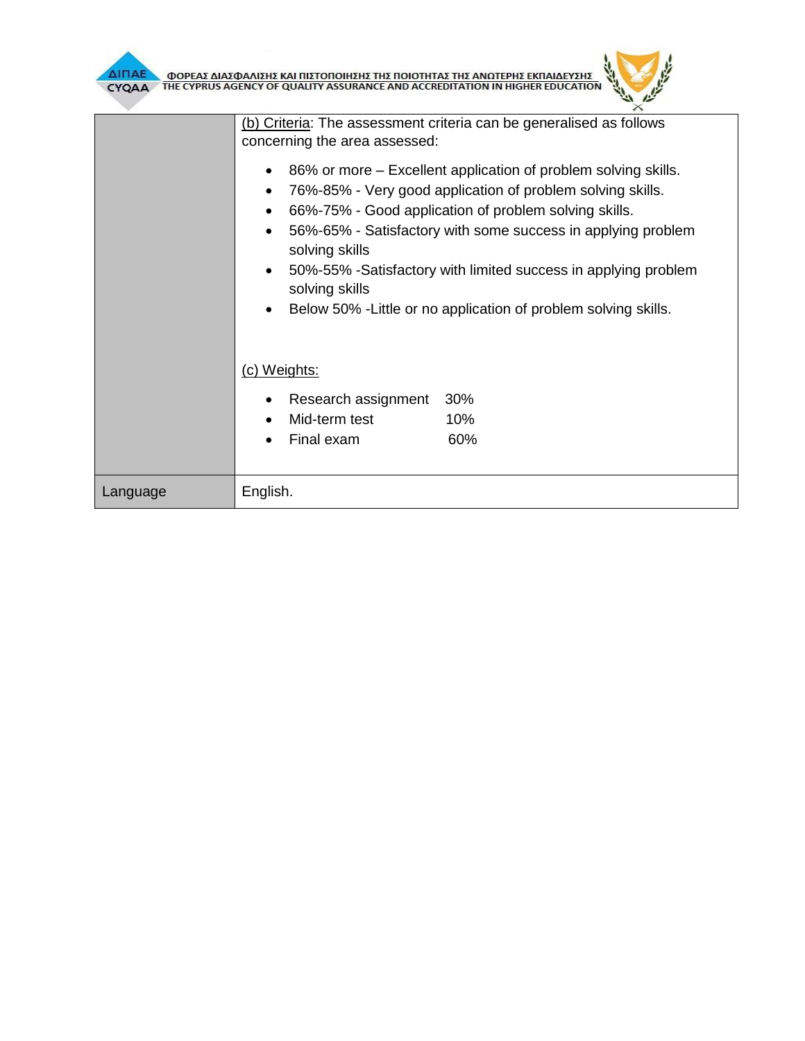| | |
|---|---|
| | (b) Criteria: The assessment criteria can be generalised as follows concerning the area assessed:<br><br>• 86% or more – Excellent application of problem solving skills.<br>• 76%-85% - Very good application of problem solving skills.<br>• 66%-75% - Good application of problem solving skills.<br>• 56%-65% - Satisfactory with some success in applying problem solving skills<br>• 50%-55% -Satisfactory with limited success in applying problem solving skills<br>• Below 50% -Little or no application of problem solving skills.<br><br>(c) Weights:<br><br>• Research assignment 30%<br>• Mid-term test 10%<br>• Final exam 60% |
| Language | English. |